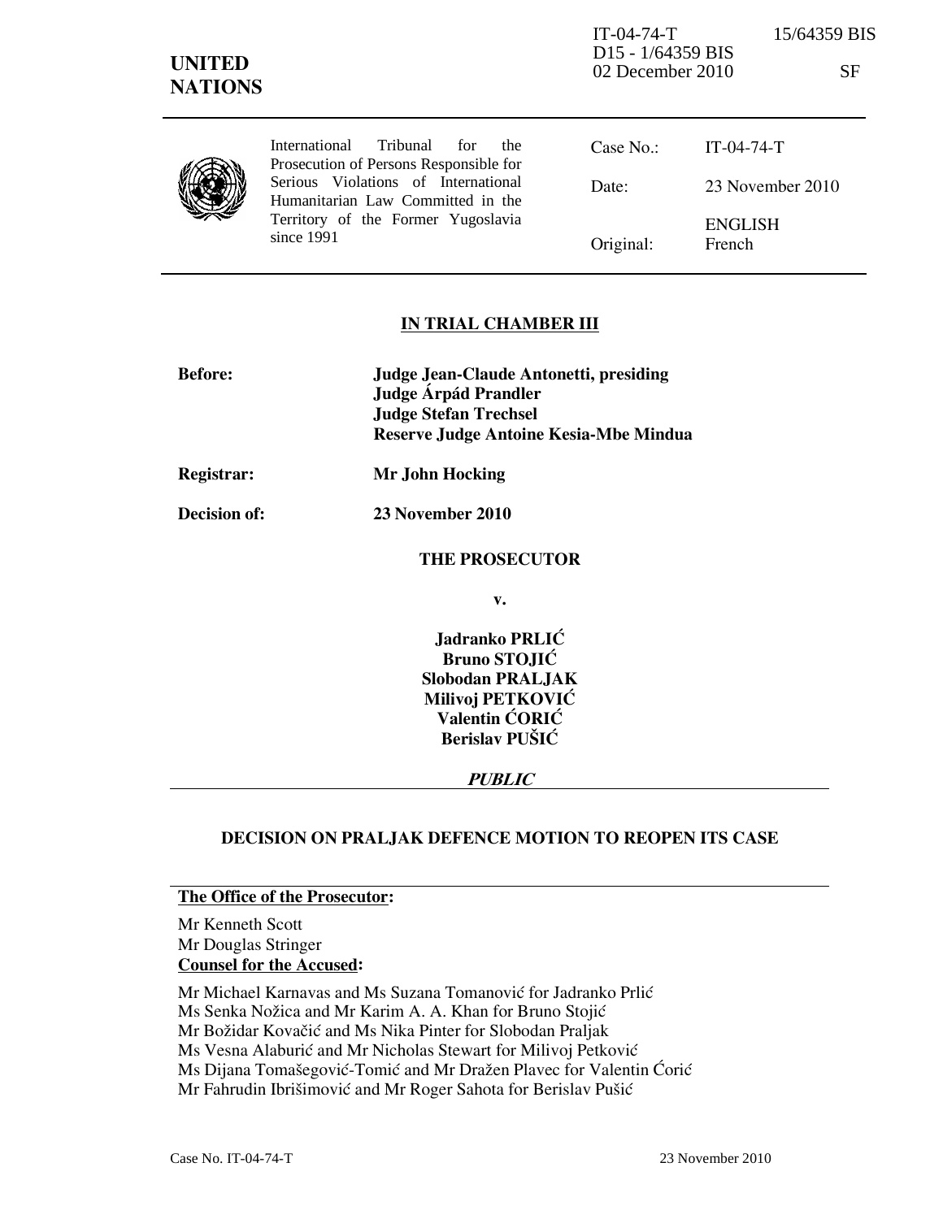IT-04-74-T 15/64359 BIS
D15 - 1/64359 BIS
02 December 2010 SF

**UNITED NATIONS**

International Tribunal for the Prosecution of Persons Responsible for Serious Violations of International Humanitarian Law Committed in the Territory of the Former Yugoslavia since 1991

| | |
|---|---|
| Case No.: | IT-04-74-T |
| Date: | 23 November 2010 |
| Original: | ENGLISH<br>French |

**IN TRIAL CHAMBER III**

| | |
|---|---|
| **Before:** | **Judge Jean-Claude Antonetti, presiding**<br>**Judge Árpád Prandler**<br>**Judge Stefan Trechsel**<br>**Reserve Judge Antoine Kesia-Mbe Mindua** |
| **Registrar:** | **Mr John Hocking** |
| **Decision of:** | **23 November 2010** |

**THE PROSECUTOR**

**v.**

**Jadranko PRLIĆ**
**Bruno STOJIĆ**
**Slobodan PRALJAK**
**Milivoj PETKOVIĆ**
**Valentin ĆORIĆ**
**Berislav PUŠIĆ**

***PUBLIC***

**DECISION ON PRALJAK DEFENCE MOTION TO REOPEN ITS CASE**

**The Office of the Prosecutor:**

Mr Kenneth Scott
Mr Douglas Stringer

**Counsel for the Accused:**

Mr Michael Karnavas and Ms Suzana Tomanović for Jadranko Prlić
Ms Senka Nožica and Mr Karim A. A. Khan for Bruno Stojić
Mr Božidar Kovačić and Ms Nika Pinter for Slobodan Praljak
Ms Vesna Alaburić and Mr Nicholas Stewart for Milivoj Petković
Ms Dijana Tomašegović-Tomić and Mr Dražen Plavec for Valentin Ćorić
Mr Fahrudin Ibrišimović and Mr Roger Sahota for Berislav Pušić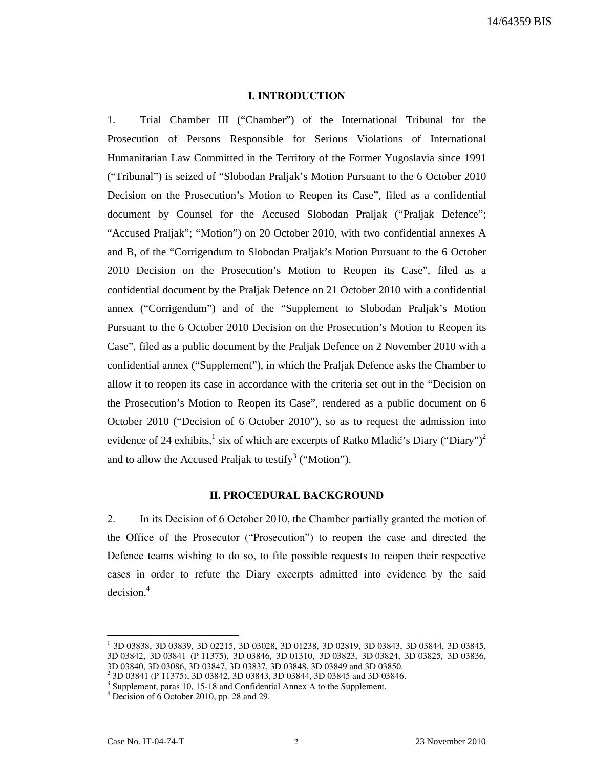## I. INTRODUCTION

1. Trial Chamber III ("Chamber") of the International Tribunal for the Prosecution of Persons Responsible for Serious Violations of International Humanitarian Law Committed in the Territory of the Former Yugoslavia since 1991 ("Tribunal") is seized of "Slobodan Praljak's Motion Pursuant to the 6 October 2010 Decision on the Prosecution's Motion to Reopen its Case", filed as a confidential document by Counsel for the Accused Slobodan Praljak ("Praljak Defence"; "Accused Praljak"; "Motion") on 20 October 2010, with two confidential annexes A and B, of the "Corrigendum to Slobodan Praljak's Motion Pursuant to the 6 October 2010 Decision on the Prosecution's Motion to Reopen its Case", filed as a confidential document by the Praljak Defence on 21 October 2010 with a confidential annex ("Corrigendum") and of the "Supplement to Slobodan Praljak's Motion Pursuant to the 6 October 2010 Decision on the Prosecution's Motion to Reopen its Case", filed as a public document by the Praljak Defence on 2 November 2010 with a confidential annex ("Supplement"), in which the Praljak Defence asks the Chamber to allow it to reopen its case in accordance with the criteria set out in the "Decision on the Prosecution's Motion to Reopen its Case", rendered as a public document on 6 October 2010 ("Decision of 6 October 2010"), so as to request the admission into evidence of 24 exhibits,[1] six of which are excerpts of Ratko Mladić's Diary ("Diary")[2] and to allow the Accused Praljak to testify[3] ("Motion").

## II. PROCEDURAL BACKGROUND

2. In its Decision of 6 October 2010, the Chamber partially granted the motion of the Office of the Prosecutor ("Prosecution") to reopen the case and directed the Defence teams wishing to do so, to file possible requests to reopen their respective cases in order to refute the Diary excerpts admitted into evidence by the said decision.[4]

---

[1] 3D 03838, 3D 03839, 3D 02215, 3D 03028, 3D 01238, 3D 02819, 3D 03843, 3D 03844, 3D 03845, 3D 03842, 3D 03841 (P 11375), 3D 03846, 3D 01310, 3D 03823, 3D 03824, 3D 03825, 3D 03836, 3D 03840, 3D 03086, 3D 03847, 3D 03837, 3D 03848, 3D 03849 and 3D 03850.

[2] 3D 03841 (P 11375), 3D 03842, 3D 03843, 3D 03844, 3D 03845 and 3D 03846.

[3] Supplement, paras 10, 15-18 and Confidential Annex A to the Supplement.

[4] Decision of 6 October 2010, pp. 28 and 29.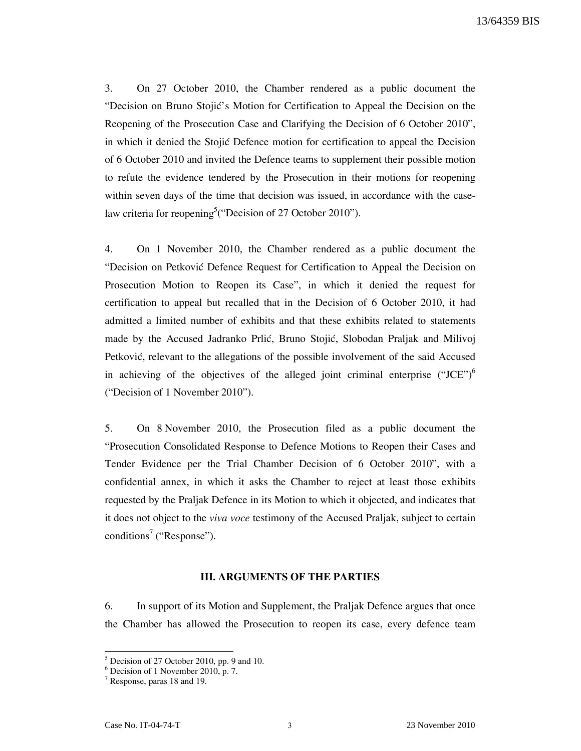3. On 27 October 2010, the Chamber rendered as a public document the "Decision on Bruno Stojić's Motion for Certification to Appeal the Decision on the Reopening of the Prosecution Case and Clarifying the Decision of 6 October 2010", in which it denied the Stojić Defence motion for certification to appeal the Decision of 6 October 2010 and invited the Defence teams to supplement their possible motion to refute the evidence tendered by the Prosecution in their motions for reopening within seven days of the time that decision was issued, in accordance with the case-law criteria for reopening[5] ("Decision of 27 October 2010").

4. On 1 November 2010, the Chamber rendered as a public document the "Decision on Petković Defence Request for Certification to Appeal the Decision on Prosecution Motion to Reopen its Case", in which it denied the request for certification to appeal but recalled that in the Decision of 6 October 2010, it had admitted a limited number of exhibits and that these exhibits related to statements made by the Accused Jadranko Prlić, Bruno Stojić, Slobodan Praljak and Milivoj Petković, relevant to the allegations of the possible involvement of the said Accused in achieving of the objectives of the alleged joint criminal enterprise ("JCE")[6] ("Decision of 1 November 2010").

5. On 8 November 2010, the Prosecution filed as a public document the "Prosecution Consolidated Response to Defence Motions to Reopen their Cases and Tender Evidence per the Trial Chamber Decision of 6 October 2010", with a confidential annex, in which it asks the Chamber to reject at least those exhibits requested by the Praljak Defence in its Motion to which it objected, and indicates that it does not object to the *viva voce* testimony of the Accused Praljak, subject to certain conditions[7] ("Response").

## III. ARGUMENTS OF THE PARTIES

6. In support of its Motion and Supplement, the Praljak Defence argues that once the Chamber has allowed the Prosecution to reopen its case, every defence team

---

[5] Decision of 27 October 2010, pp. 9 and 10.

[6] Decision of 1 November 2010, p. 7.

[7] Response, paras 18 and 19.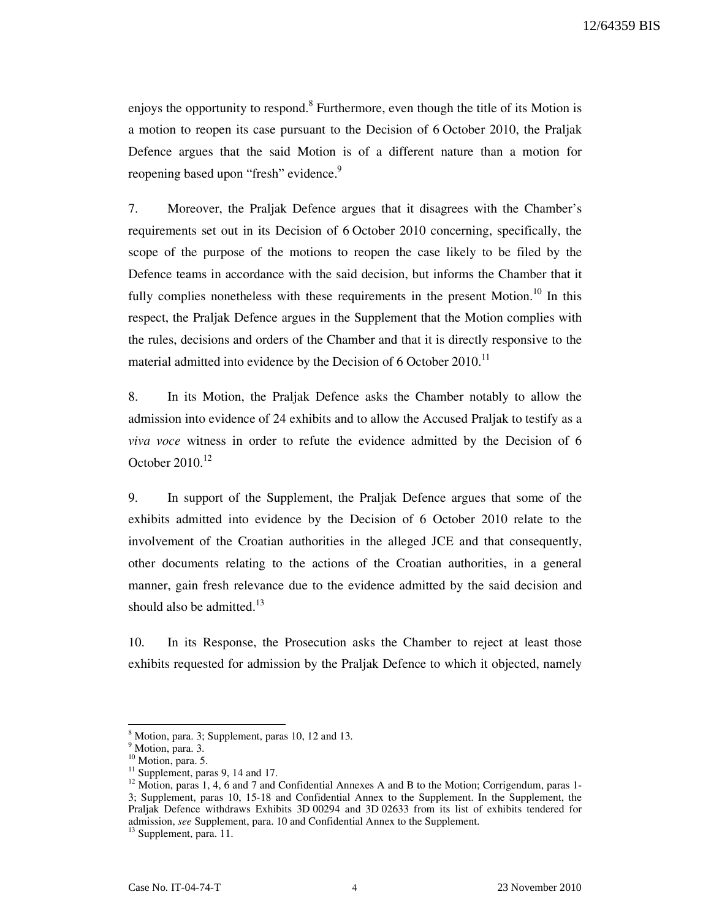enjoys the opportunity to respond.[8] Furthermore, even though the title of its Motion is a motion to reopen its case pursuant to the Decision of 6 October 2010, the Praljak Defence argues that the said Motion is of a different nature than a motion for reopening based upon "fresh" evidence.[9]

7. Moreover, the Praljak Defence argues that it disagrees with the Chamber's requirements set out in its Decision of 6 October 2010 concerning, specifically, the scope of the purpose of the motions to reopen the case likely to be filed by the Defence teams in accordance with the said decision, but informs the Chamber that it fully complies nonetheless with these requirements in the present Motion.[10] In this respect, the Praljak Defence argues in the Supplement that the Motion complies with the rules, decisions and orders of the Chamber and that it is directly responsive to the material admitted into evidence by the Decision of 6 October 2010.[11]

8. In its Motion, the Praljak Defence asks the Chamber notably to allow the admission into evidence of 24 exhibits and to allow the Accused Praljak to testify as a *viva voce* witness in order to refute the evidence admitted by the Decision of 6 October 2010.[12]

9. In support of the Supplement, the Praljak Defence argues that some of the exhibits admitted into evidence by the Decision of 6 October 2010 relate to the involvement of the Croatian authorities in the alleged JCE and that consequently, other documents relating to the actions of the Croatian authorities, in a general manner, gain fresh relevance due to the evidence admitted by the said decision and should also be admitted.[13]

10. In its Response, the Prosecution asks the Chamber to reject at least those exhibits requested for admission by the Praljak Defence to which it objected, namely

---

[8] Motion, para. 3; Supplement, paras 10, 12 and 13.

[9] Motion, para. 3.

[10] Motion, para. 5.

[11] Supplement, paras 9, 14 and 17.

[12] Motion, paras 1, 4, 6 and 7 and Confidential Annexes A and B to the Motion; Corrigendum, paras 1-3; Supplement, paras 10, 15-18 and Confidential Annex to the Supplement. In the Supplement, the Praljak Defence withdraws Exhibits 3D 00294 and 3D 02633 from its list of exhibits tendered for admission, *see* Supplement, para. 10 and Confidential Annex to the Supplement.

[13] Supplement, para. 11.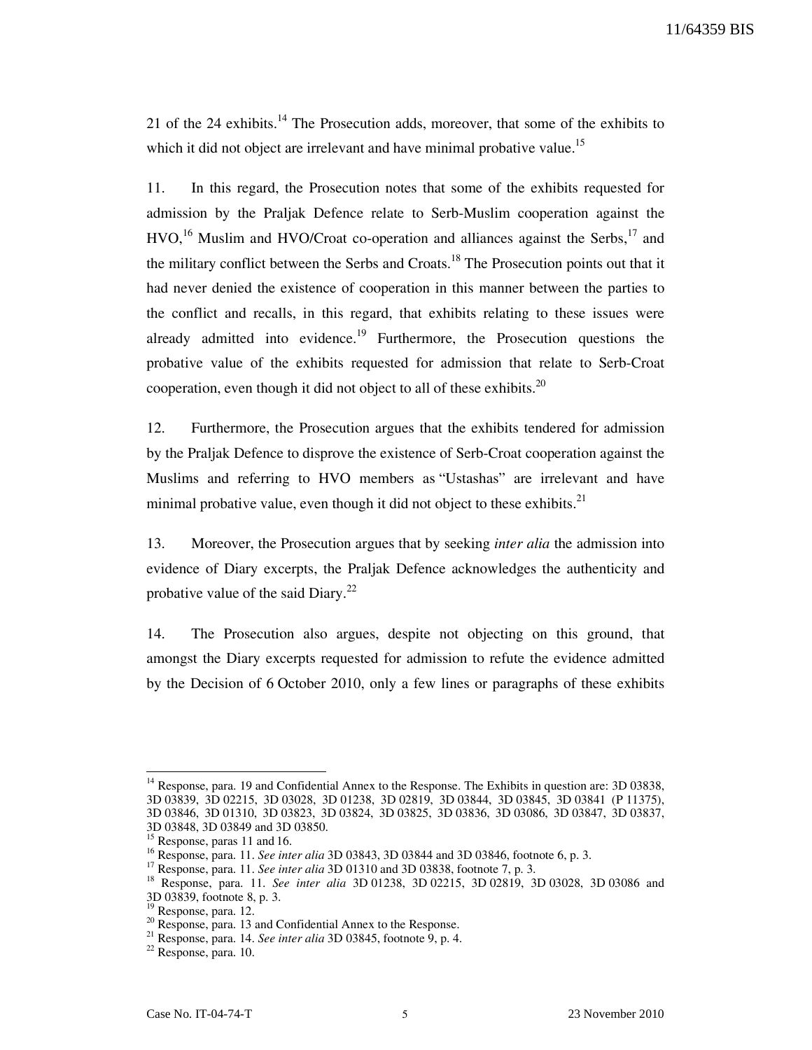21 of the 24 exhibits.[14] The Prosecution adds, moreover, that some of the exhibits to which it did not object are irrelevant and have minimal probative value.[15]

11. In this regard, the Prosecution notes that some of the exhibits requested for admission by the Praljak Defence relate to Serb-Muslim cooperation against the HVO,[16] Muslim and HVO/Croat co-operation and alliances against the Serbs,[17] and the military conflict between the Serbs and Croats.[18] The Prosecution points out that it had never denied the existence of cooperation in this manner between the parties to the conflict and recalls, in this regard, that exhibits relating to these issues were already admitted into evidence.[19] Furthermore, the Prosecution questions the probative value of the exhibits requested for admission that relate to Serb-Croat cooperation, even though it did not object to all of these exhibits.[20]

12. Furthermore, the Prosecution argues that the exhibits tendered for admission by the Praljak Defence to disprove the existence of Serb-Croat cooperation against the Muslims and referring to HVO members as "Ustashas" are irrelevant and have minimal probative value, even though it did not object to these exhibits.[21]

13. Moreover, the Prosecution argues that by seeking *inter alia* the admission into evidence of Diary excerpts, the Praljak Defence acknowledges the authenticity and probative value of the said Diary.[22]

14. The Prosecution also argues, despite not objecting on this ground, that amongst the Diary excerpts requested for admission to refute the evidence admitted by the Decision of 6 October 2010, only a few lines or paragraphs of these exhibits

---

[14] Response, para. 19 and Confidential Annex to the Response. The Exhibits in question are: 3D 03838, 3D 03839, 3D 02215, 3D 03028, 3D 01238, 3D 02819, 3D 03844, 3D 03845, 3D 03841 (P 11375), 3D 03846, 3D 01310, 3D 03823, 3D 03824, 3D 03825, 3D 03836, 3D 03086, 3D 03847, 3D 03837, 3D 03848, 3D 03849 and 3D 03850.

[15] Response, paras 11 and 16.

[16] Response, para. 11. *See inter alia* 3D 03843, 3D 03844 and 3D 03846, footnote 6, p. 3.

[17] Response, para. 11. *See inter alia* 3D 01310 and 3D 03838, footnote 7, p. 3.

[18] Response, para. 11. *See inter alia* 3D 01238, 3D 02215, 3D 02819, 3D 03028, 3D 03086 and 3D 03839, footnote 8, p. 3.

[19] Response, para. 12.

[20] Response, para. 13 and Confidential Annex to the Response.

[21] Response, para. 14. *See inter alia* 3D 03845, footnote 9, p. 4.

[22] Response, para. 10.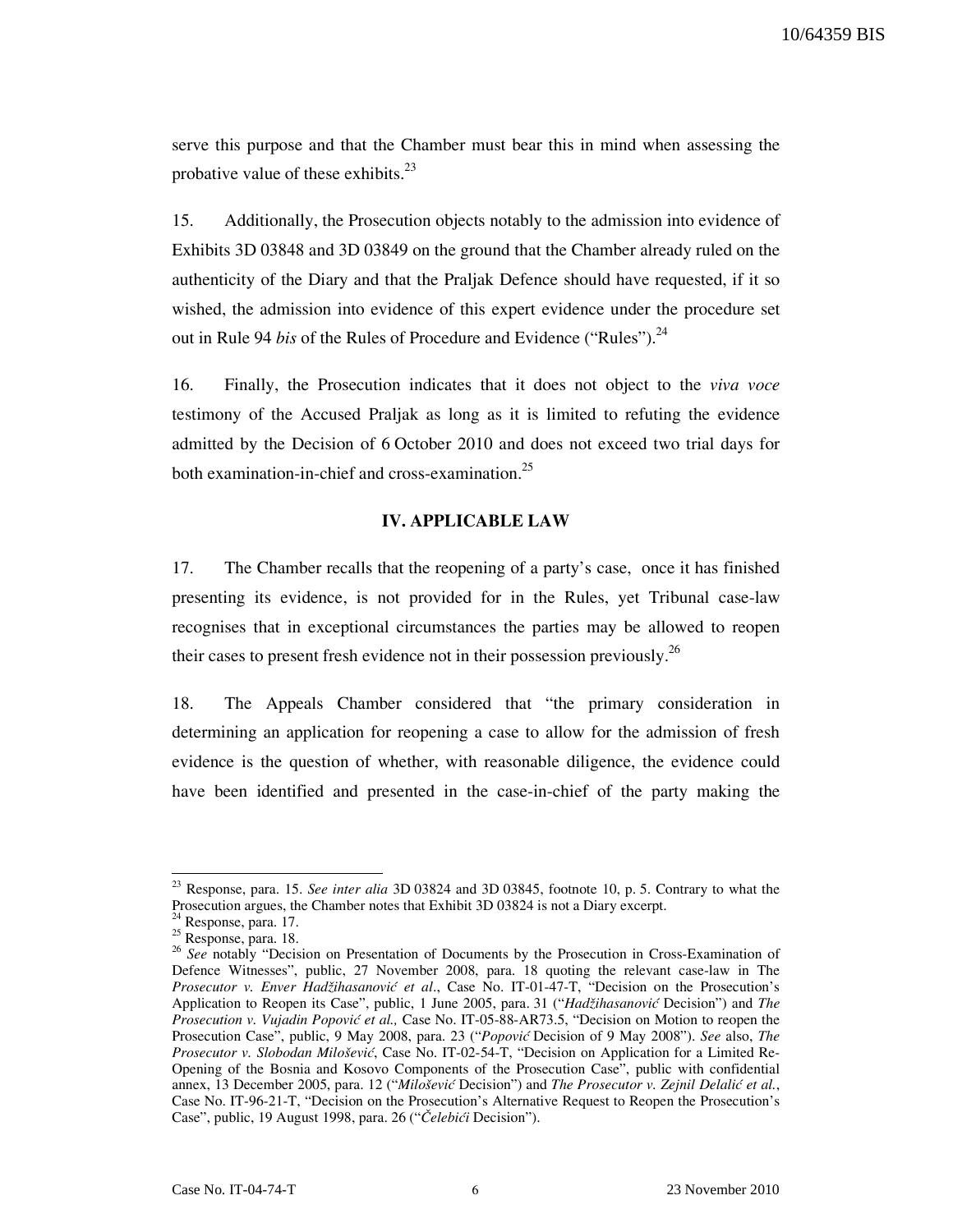serve this purpose and that the Chamber must bear this in mind when assessing the probative value of these exhibits.[23]

15. Additionally, the Prosecution objects notably to the admission into evidence of Exhibits 3D 03848 and 3D 03849 on the ground that the Chamber already ruled on the authenticity of the Diary and that the Praljak Defence should have requested, if it so wished, the admission into evidence of this expert evidence under the procedure set out in Rule 94 *bis* of the Rules of Procedure and Evidence ("Rules").[24]

16. Finally, the Prosecution indicates that it does not object to the *viva voce* testimony of the Accused Praljak as long as it is limited to refuting the evidence admitted by the Decision of 6 October 2010 and does not exceed two trial days for both examination-in-chief and cross-examination.[25]

## IV. APPLICABLE LAW

17. The Chamber recalls that the reopening of a party's case, once it has finished presenting its evidence, is not provided for in the Rules, yet Tribunal case-law recognises that in exceptional circumstances the parties may be allowed to reopen their cases to present fresh evidence not in their possession previously.[26]

18. The Appeals Chamber considered that "the primary consideration in determining an application for reopening a case to allow for the admission of fresh evidence is the question of whether, with reasonable diligence, the evidence could have been identified and presented in the case-in-chief of the party making the

---

[23] Response, para. 15. *See inter alia* 3D 03824 and 3D 03845, footnote 10, p. 5. Contrary to what the Prosecution argues, the Chamber notes that Exhibit 3D 03824 is not a Diary excerpt.

[24] Response, para. 17.

[25] Response, para. 18.

[26] *See* notably "Decision on Presentation of Documents by the Prosecution in Cross-Examination of Defence Witnesses", public, 27 November 2008, para. 18 quoting the relevant case-law in The *Prosecutor v. Enver Hadžihasanović et al*., Case No. IT-01-47-T, "Decision on the Prosecution's Application to Reopen its Case", public, 1 June 2005, para. 31 ("*Hadžihasanović* Decision") and *The Prosecution v. Vujadin Popović et al.,* Case No. IT-05-88-AR73.5, "Decision on Motion to reopen the Prosecution Case", public, 9 May 2008, para. 23 ("*Popović* Decision of 9 May 2008"). *See* also, *The Prosecutor v. Slobodan Milošević*, Case No. IT-02-54-T, "Decision on Application for a Limited Re-Opening of the Bosnia and Kosovo Components of the Prosecution Case", public with confidential annex, 13 December 2005, para. 12 ("*Milošević* Decision") and *The Prosecutor v. Zejnil Delalić et al.*, Case No. IT-96-21-T, "Decision on the Prosecution's Alternative Request to Reopen the Prosecution's Case", public, 19 August 1998, para. 26 ("*Čelebići* Decision").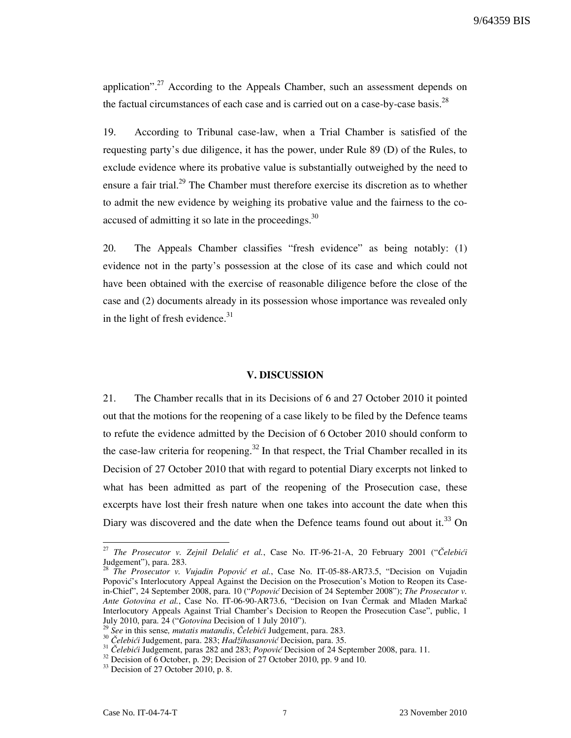application".[27] According to the Appeals Chamber, such an assessment depends on the factual circumstances of each case and is carried out on a case-by-case basis.[28]

19. According to Tribunal case-law, when a Trial Chamber is satisfied of the requesting party's due diligence, it has the power, under Rule 89 (D) of the Rules, to exclude evidence where its probative value is substantially outweighed by the need to ensure a fair trial.[29] The Chamber must therefore exercise its discretion as to whether to admit the new evidence by weighing its probative value and the fairness to the co-accused of admitting it so late in the proceedings.[30]

20. The Appeals Chamber classifies "fresh evidence" as being notably: (1) evidence not in the party's possession at the close of its case and which could not have been obtained with the exercise of reasonable diligence before the close of the case and (2) documents already in its possession whose importance was revealed only in the light of fresh evidence.[31]

## V. DISCUSSION

21. The Chamber recalls that in its Decisions of 6 and 27 October 2010 it pointed out that the motions for the reopening of a case likely to be filed by the Defence teams to refute the evidence admitted by the Decision of 6 October 2010 should conform to the case-law criteria for reopening.[32] In that respect, the Trial Chamber recalled in its Decision of 27 October 2010 that with regard to potential Diary excerpts not linked to what has been admitted as part of the reopening of the Prosecution case, these excerpts have lost their fresh nature when one takes into account the date when this Diary was discovered and the date when the Defence teams found out about it.[33] On

---

[27] *The Prosecutor v. Zejnil Delalić et al.*, Case No. IT-96-21-A, 20 February 2001 ("*Čelebići* Judgement"), para. 283.

[28] *The Prosecutor v. Vujadin Popović et al.*, Case No. IT-05-88-AR73.5, "Decision on Vujadin Popović's Interlocutory Appeal Against the Decision on the Prosecution's Motion to Reopen its Case-in-Chief", 24 September 2008, para. 10 ("*Popović* Decision of 24 September 2008"); *The Prosecutor v. Ante Gotovina et al.*, Case No. IT-06-90-AR73.6, "Decision on Ivan Čermak and Mladen Markač Interlocutory Appeals Against Trial Chamber's Decision to Reopen the Prosecution Case", public, 1 July 2010, para. 24 ("*Gotovina* Decision of 1 July 2010").

[29] *See* in this sense, *mutatis mutandis*, *Čelebići* Judgement, para. 283.

[30] *Čelebići* Judgement, para. 283; *Hadžihasanović* Decision, para. 35.

[31] *Čelebići* Judgement, paras 282 and 283; *Popović* Decision of 24 September 2008, para. 11.

[32] Decision of 6 October, p. 29; Decision of 27 October 2010, pp. 9 and 10.

[33] Decision of 27 October 2010, p. 8.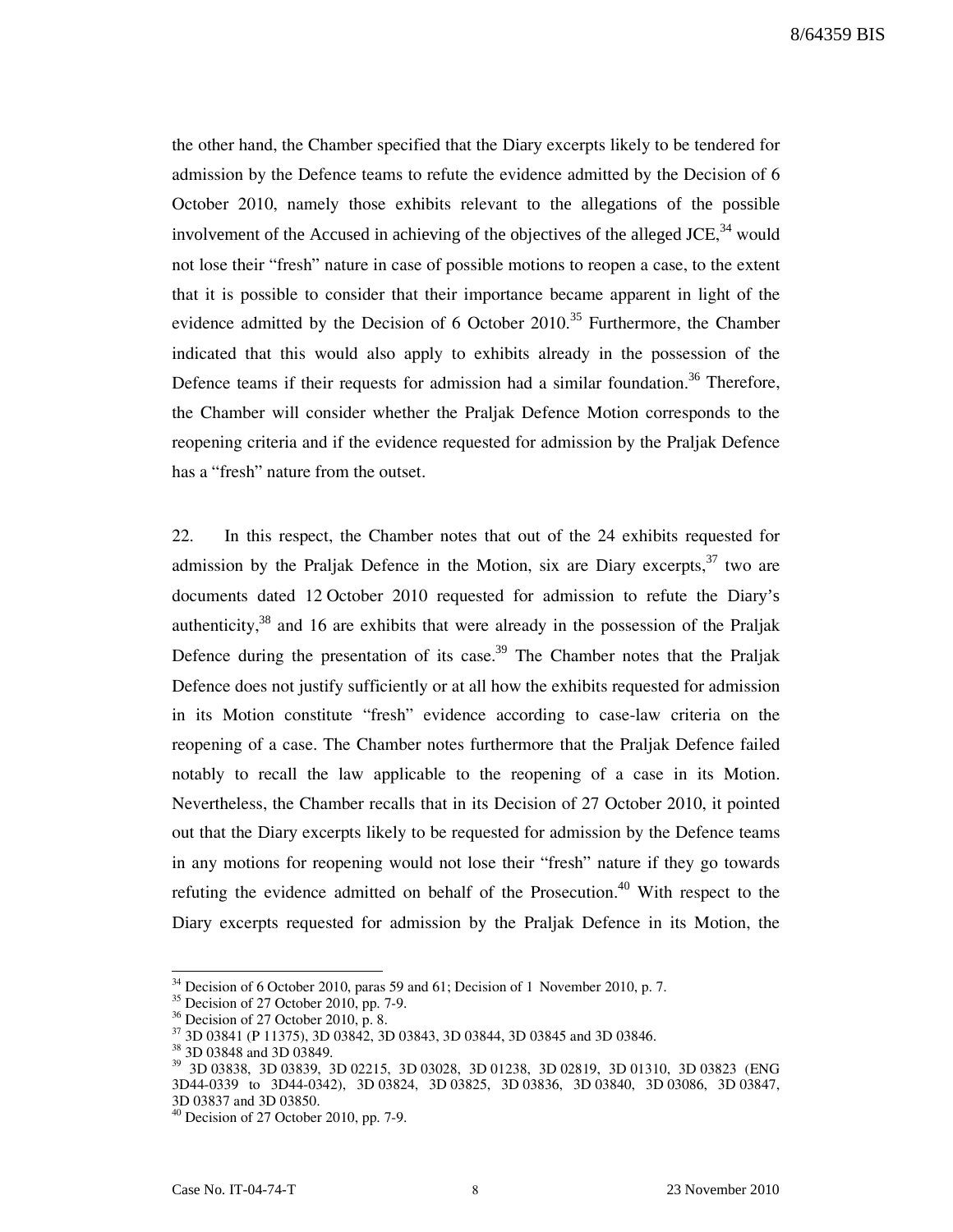the other hand, the Chamber specified that the Diary excerpts likely to be tendered for admission by the Defence teams to refute the evidence admitted by the Decision of 6 October 2010, namely those exhibits relevant to the allegations of the possible involvement of the Accused in achieving of the objectives of the alleged JCE,[34] would not lose their "fresh" nature in case of possible motions to reopen a case, to the extent that it is possible to consider that their importance became apparent in light of the evidence admitted by the Decision of 6 October 2010.[35] Furthermore, the Chamber indicated that this would also apply to exhibits already in the possession of the Defence teams if their requests for admission had a similar foundation.[36] Therefore, the Chamber will consider whether the Praljak Defence Motion corresponds to the reopening criteria and if the evidence requested for admission by the Praljak Defence has a "fresh" nature from the outset.

22. In this respect, the Chamber notes that out of the 24 exhibits requested for admission by the Praljak Defence in the Motion, six are Diary excerpts,[37] two are documents dated 12 October 2010 requested for admission to refute the Diary's authenticity,[38] and 16 are exhibits that were already in the possession of the Praljak Defence during the presentation of its case.[39] The Chamber notes that the Praljak Defence does not justify sufficiently or at all how the exhibits requested for admission in its Motion constitute "fresh" evidence according to case-law criteria on the reopening of a case. The Chamber notes furthermore that the Praljak Defence failed notably to recall the law applicable to the reopening of a case in its Motion. Nevertheless, the Chamber recalls that in its Decision of 27 October 2010, it pointed out that the Diary excerpts likely to be requested for admission by the Defence teams in any motions for reopening would not lose their "fresh" nature if they go towards refuting the evidence admitted on behalf of the Prosecution.[40] With respect to the Diary excerpts requested for admission by the Praljak Defence in its Motion, the

---

[34] Decision of 6 October 2010, paras 59 and 61; Decision of 1 November 2010, p. 7.

[35] Decision of 27 October 2010, pp. 7-9.

[36] Decision of 27 October 2010, p. 8.

[37] 3D 03841 (P 11375), 3D 03842, 3D 03843, 3D 03844, 3D 03845 and 3D 03846.

[38] 3D 03848 and 3D 03849.

[39] 3D 03838, 3D 03839, 3D 02215, 3D 03028, 3D 01238, 3D 02819, 3D 01310, 3D 03823 (ENG 3D44-0339 to 3D44-0342), 3D 03824, 3D 03825, 3D 03836, 3D 03840, 3D 03086, 3D 03847, 3D 03837 and 3D 03850.

[40] Decision of 27 October 2010, pp. 7-9.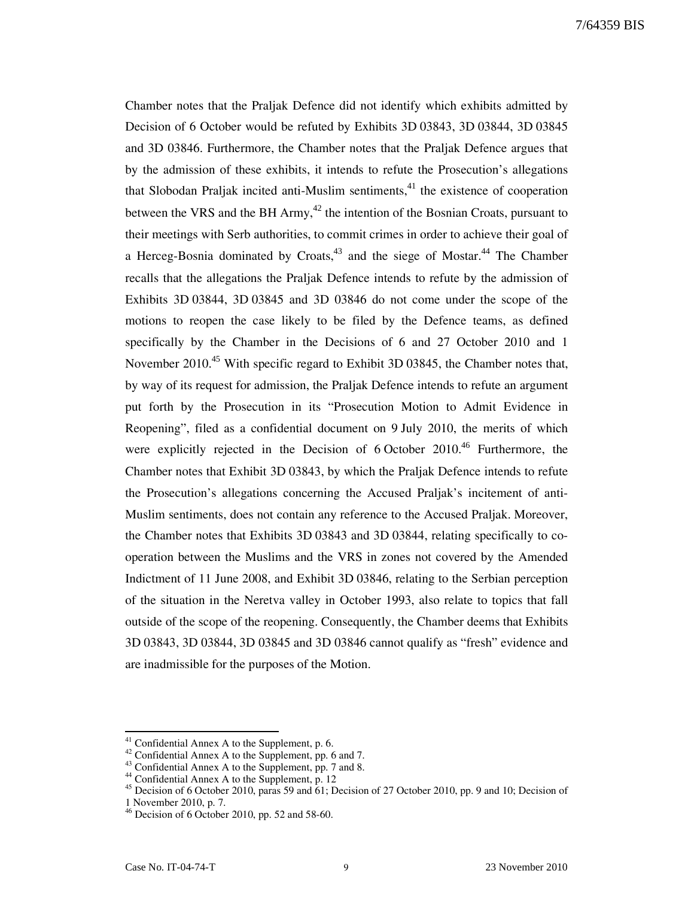Chamber notes that the Praljak Defence did not identify which exhibits admitted by Decision of 6 October would be refuted by Exhibits 3D 03843, 3D 03844, 3D 03845 and 3D 03846. Furthermore, the Chamber notes that the Praljak Defence argues that by the admission of these exhibits, it intends to refute the Prosecution's allegations that Slobodan Praljak incited anti-Muslim sentiments,[41] the existence of cooperation between the VRS and the BH Army,[42] the intention of the Bosnian Croats, pursuant to their meetings with Serb authorities, to commit crimes in order to achieve their goal of a Herceg-Bosnia dominated by Croats,[43] and the siege of Mostar.[44] The Chamber recalls that the allegations the Praljak Defence intends to refute by the admission of Exhibits 3D 03844, 3D 03845 and 3D 03846 do not come under the scope of the motions to reopen the case likely to be filed by the Defence teams, as defined specifically by the Chamber in the Decisions of 6 and 27 October 2010 and 1 November 2010.[45] With specific regard to Exhibit 3D 03845, the Chamber notes that, by way of its request for admission, the Praljak Defence intends to refute an argument put forth by the Prosecution in its "Prosecution Motion to Admit Evidence in Reopening", filed as a confidential document on 9 July 2010, the merits of which were explicitly rejected in the Decision of 6 October 2010.[46] Furthermore, the Chamber notes that Exhibit 3D 03843, by which the Praljak Defence intends to refute the Prosecution's allegations concerning the Accused Praljak's incitement of anti-Muslim sentiments, does not contain any reference to the Accused Praljak. Moreover, the Chamber notes that Exhibits 3D 03843 and 3D 03844, relating specifically to co-operation between the Muslims and the VRS in zones not covered by the Amended Indictment of 11 June 2008, and Exhibit 3D 03846, relating to the Serbian perception of the situation in the Neretva valley in October 1993, also relate to topics that fall outside of the scope of the reopening. Consequently, the Chamber deems that Exhibits 3D 03843, 3D 03844, 3D 03845 and 3D 03846 cannot qualify as "fresh" evidence and are inadmissible for the purposes of the Motion.

---

[41] Confidential Annex A to the Supplement, p. 6.

[42] Confidential Annex A to the Supplement, pp. 6 and 7.

[43] Confidential Annex A to the Supplement, pp. 7 and 8.

[44] Confidential Annex A to the Supplement, p. 12

[45] Decision of 6 October 2010, paras 59 and 61; Decision of 27 October 2010, pp. 9 and 10; Decision of 1 November 2010, p. 7.

[46] Decision of 6 October 2010, pp. 52 and 58-60.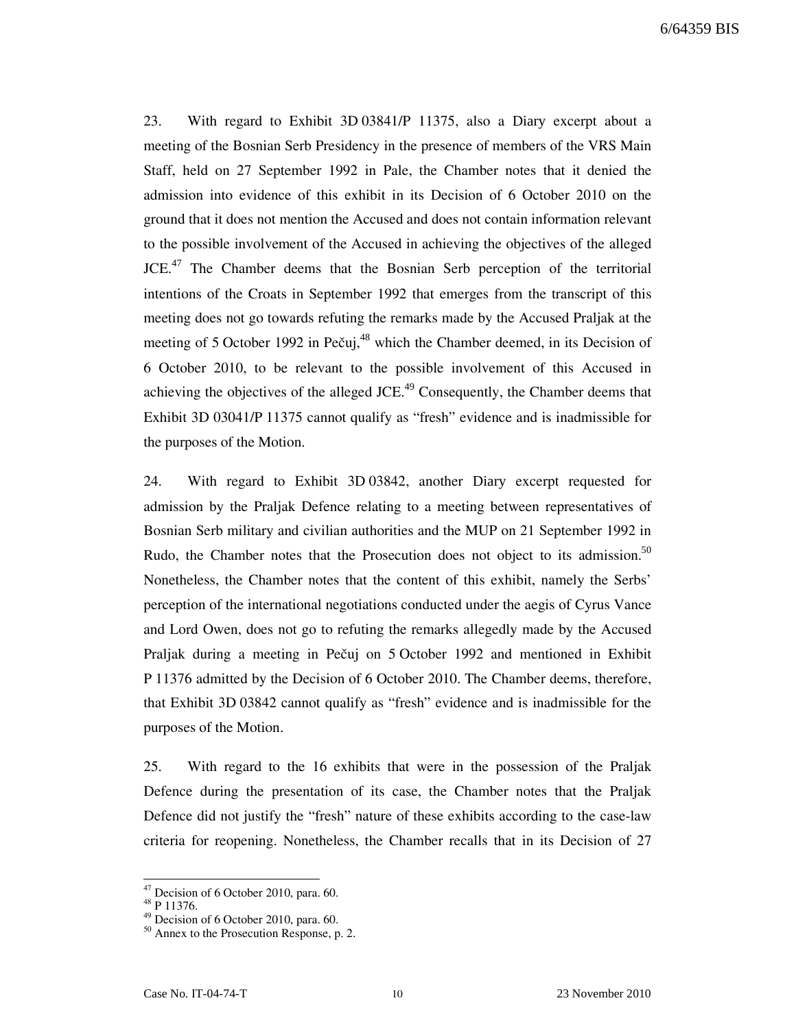23. With regard to Exhibit 3D 03841/P 11375, also a Diary excerpt about a meeting of the Bosnian Serb Presidency in the presence of members of the VRS Main Staff, held on 27 September 1992 in Pale, the Chamber notes that it denied the admission into evidence of this exhibit in its Decision of 6 October 2010 on the ground that it does not mention the Accused and does not contain information relevant to the possible involvement of the Accused in achieving the objectives of the alleged JCE.[47] The Chamber deems that the Bosnian Serb perception of the territorial intentions of the Croats in September 1992 that emerges from the transcript of this meeting does not go towards refuting the remarks made by the Accused Praljak at the meeting of 5 October 1992 in Pečuj,[48] which the Chamber deemed, in its Decision of 6 October 2010, to be relevant to the possible involvement of this Accused in achieving the objectives of the alleged JCE.[49] Consequently, the Chamber deems that Exhibit 3D 03041/P 11375 cannot qualify as "fresh" evidence and is inadmissible for the purposes of the Motion.

24. With regard to Exhibit 3D 03842, another Diary excerpt requested for admission by the Praljak Defence relating to a meeting between representatives of Bosnian Serb military and civilian authorities and the MUP on 21 September 1992 in Rudo, the Chamber notes that the Prosecution does not object to its admission.[50] Nonetheless, the Chamber notes that the content of this exhibit, namely the Serbs' perception of the international negotiations conducted under the aegis of Cyrus Vance and Lord Owen, does not go to refuting the remarks allegedly made by the Accused Praljak during a meeting in Pečuj on 5 October 1992 and mentioned in Exhibit P 11376 admitted by the Decision of 6 October 2010. The Chamber deems, therefore, that Exhibit 3D 03842 cannot qualify as "fresh" evidence and is inadmissible for the purposes of the Motion.

25. With regard to the 16 exhibits that were in the possession of the Praljak Defence during the presentation of its case, the Chamber notes that the Praljak Defence did not justify the "fresh" nature of these exhibits according to the case-law criteria for reopening. Nonetheless, the Chamber recalls that in its Decision of 27

---

[47] Decision of 6 October 2010, para. 60.

[48] P 11376.

[49] Decision of 6 October 2010, para. 60.

[50] Annex to the Prosecution Response, p. 2.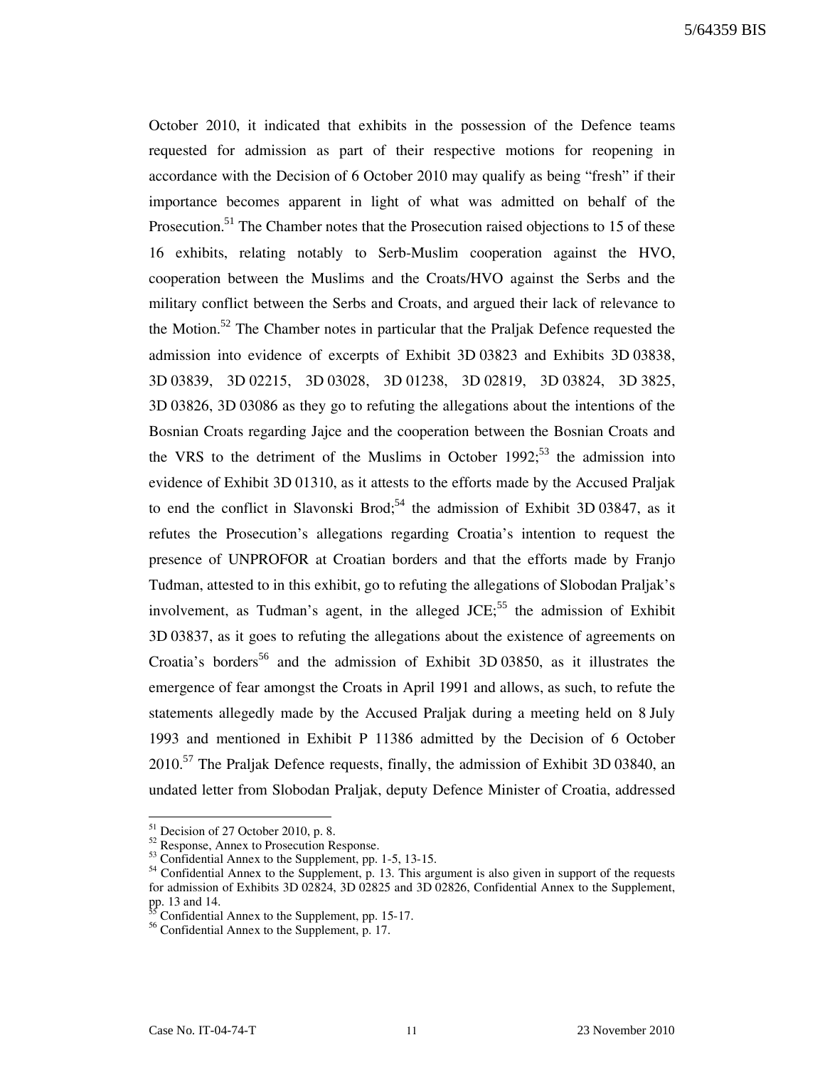October 2010, it indicated that exhibits in the possession of the Defence teams requested for admission as part of their respective motions for reopening in accordance with the Decision of 6 October 2010 may qualify as being "fresh" if their importance becomes apparent in light of what was admitted on behalf of the Prosecution.[51] The Chamber notes that the Prosecution raised objections to 15 of these 16 exhibits, relating notably to Serb-Muslim cooperation against the HVO, cooperation between the Muslims and the Croats/HVO against the Serbs and the military conflict between the Serbs and Croats, and argued their lack of relevance to the Motion.[52] The Chamber notes in particular that the Praljak Defence requested the admission into evidence of excerpts of Exhibit 3D 03823 and Exhibits 3D 03838, 3D 03839, 3D 02215, 3D 03028, 3D 01238, 3D 02819, 3D 03824, 3D 3825, 3D 03826, 3D 03086 as they go to refuting the allegations about the intentions of the Bosnian Croats regarding Jajce and the cooperation between the Bosnian Croats and the VRS to the detriment of the Muslims in October 1992;[53] the admission into evidence of Exhibit 3D 01310, as it attests to the efforts made by the Accused Praljak to end the conflict in Slavonski Brod;[54] the admission of Exhibit 3D 03847, as it refutes the Prosecution's allegations regarding Croatia's intention to request the presence of UNPROFOR at Croatian borders and that the efforts made by Franjo Tuđman, attested to in this exhibit, go to refuting the allegations of Slobodan Praljak's involvement, as Tuđman's agent, in the alleged JCE;[55] the admission of Exhibit 3D 03837, as it goes to refuting the allegations about the existence of agreements on Croatia's borders[56] and the admission of Exhibit 3D 03850, as it illustrates the emergence of fear amongst the Croats in April 1991 and allows, as such, to refute the statements allegedly made by the Accused Praljak during a meeting held on 8 July 1993 and mentioned in Exhibit P 11386 admitted by the Decision of 6 October 2010.[57] The Praljak Defence requests, finally, the admission of Exhibit 3D 03840, an undated letter from Slobodan Praljak, deputy Defence Minister of Croatia, addressed

---

[51] Decision of 27 October 2010, p. 8.

[52] Response, Annex to Prosecution Response.

[53] Confidential Annex to the Supplement, pp. 1-5, 13-15.

[54] Confidential Annex to the Supplement, p. 13. This argument is also given in support of the requests for admission of Exhibits 3D 02824, 3D 02825 and 3D 02826, Confidential Annex to the Supplement, pp. 13 and 14.

[55] Confidential Annex to the Supplement, pp. 15-17.

[56] Confidential Annex to the Supplement, p. 17.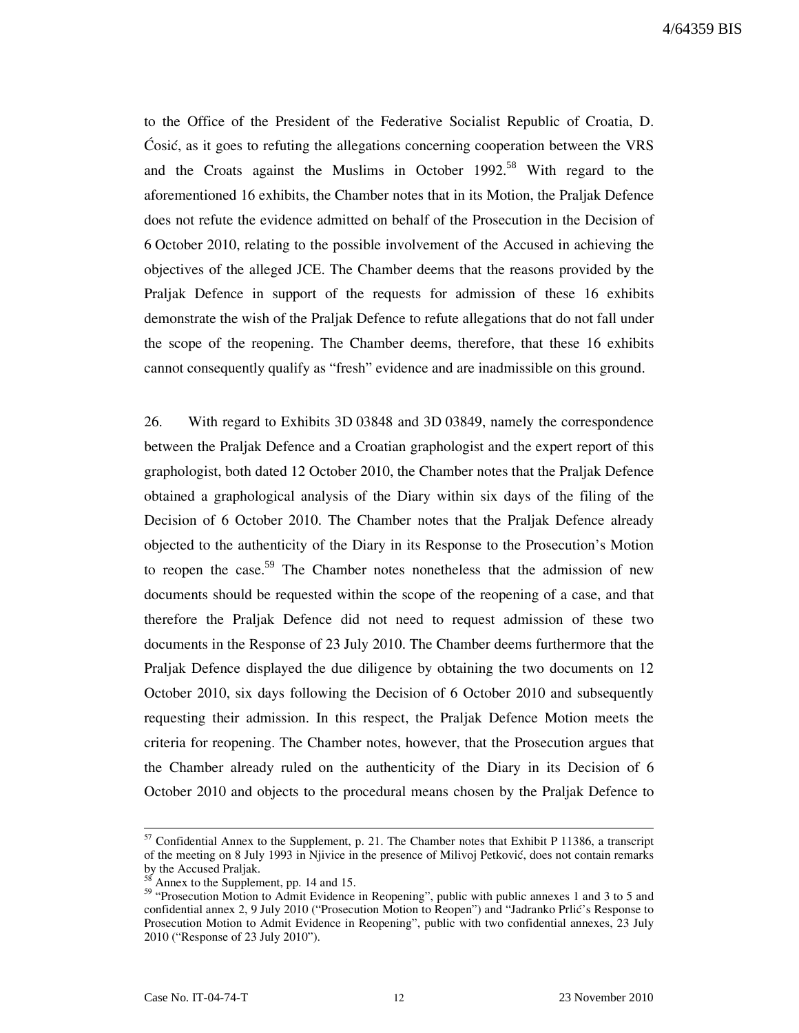to the Office of the President of the Federative Socialist Republic of Croatia, D. Ćosić, as it goes to refuting the allegations concerning cooperation between the VRS and the Croats against the Muslims in October 1992.[58] With regard to the aforementioned 16 exhibits, the Chamber notes that in its Motion, the Praljak Defence does not refute the evidence admitted on behalf of the Prosecution in the Decision of 6 October 2010, relating to the possible involvement of the Accused in achieving the objectives of the alleged JCE. The Chamber deems that the reasons provided by the Praljak Defence in support of the requests for admission of these 16 exhibits demonstrate the wish of the Praljak Defence to refute allegations that do not fall under the scope of the reopening. The Chamber deems, therefore, that these 16 exhibits cannot consequently qualify as "fresh" evidence and are inadmissible on this ground.

26. With regard to Exhibits 3D 03848 and 3D 03849, namely the correspondence between the Praljak Defence and a Croatian graphologist and the expert report of this graphologist, both dated 12 October 2010, the Chamber notes that the Praljak Defence obtained a graphological analysis of the Diary within six days of the filing of the Decision of 6 October 2010. The Chamber notes that the Praljak Defence already objected to the authenticity of the Diary in its Response to the Prosecution's Motion to reopen the case.[59] The Chamber notes nonetheless that the admission of new documents should be requested within the scope of the reopening of a case, and that therefore the Praljak Defence did not need to request admission of these two documents in the Response of 23 July 2010. The Chamber deems furthermore that the Praljak Defence displayed the due diligence by obtaining the two documents on 12 October 2010, six days following the Decision of 6 October 2010 and subsequently requesting their admission. In this respect, the Praljak Defence Motion meets the criteria for reopening. The Chamber notes, however, that the Prosecution argues that the Chamber already ruled on the authenticity of the Diary in its Decision of 6 October 2010 and objects to the procedural means chosen by the Praljak Defence to

---

[57] Confidential Annex to the Supplement, p. 21. The Chamber notes that Exhibit P 11386, a transcript of the meeting on 8 July 1993 in Njivice in the presence of Milivoj Petković, does not contain remarks by the Accused Praljak.

[58] Annex to the Supplement, pp. 14 and 15.

[59] "Prosecution Motion to Admit Evidence in Reopening", public with public annexes 1 and 3 to 5 and confidential annex 2, 9 July 2010 ("Prosecution Motion to Reopen") and "Jadranko Prlić's Response to Prosecution Motion to Admit Evidence in Reopening", public with two confidential annexes, 23 July 2010 ("Response of 23 July 2010").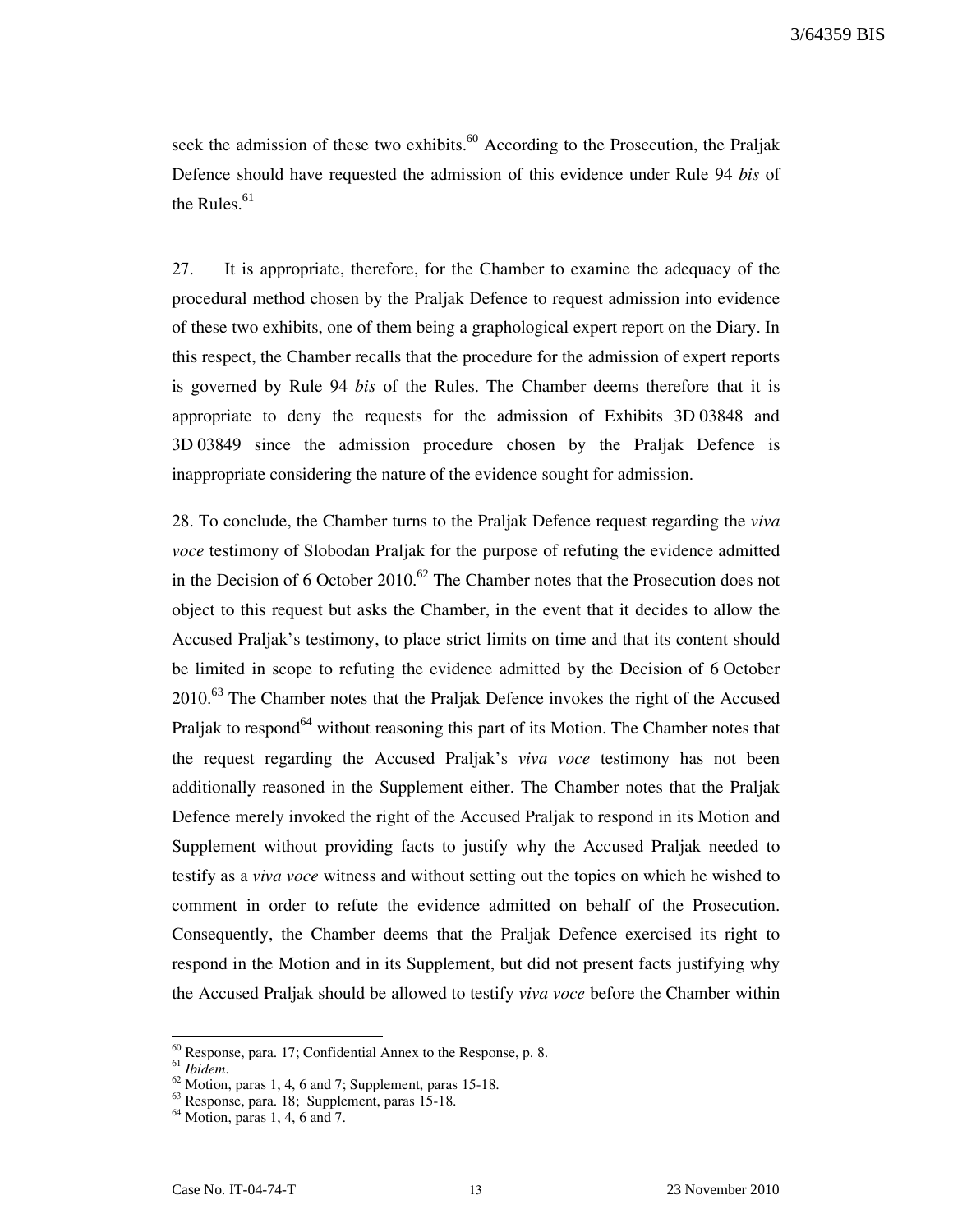seek the admission of these two exhibits.[60] According to the Prosecution, the Praljak Defence should have requested the admission of this evidence under Rule 94 *bis* of the Rules.[61]

27. It is appropriate, therefore, for the Chamber to examine the adequacy of the procedural method chosen by the Praljak Defence to request admission into evidence of these two exhibits, one of them being a graphological expert report on the Diary. In this respect, the Chamber recalls that the procedure for the admission of expert reports is governed by Rule 94 *bis* of the Rules. The Chamber deems therefore that it is appropriate to deny the requests for the admission of Exhibits 3D 03848 and 3D 03849 since the admission procedure chosen by the Praljak Defence is inappropriate considering the nature of the evidence sought for admission.

28. To conclude, the Chamber turns to the Praljak Defence request regarding the *viva voce* testimony of Slobodan Praljak for the purpose of refuting the evidence admitted in the Decision of 6 October 2010.[62] The Chamber notes that the Prosecution does not object to this request but asks the Chamber, in the event that it decides to allow the Accused Praljak's testimony, to place strict limits on time and that its content should be limited in scope to refuting the evidence admitted by the Decision of 6 October 2010.[63] The Chamber notes that the Praljak Defence invokes the right of the Accused Praljak to respond[64] without reasoning this part of its Motion. The Chamber notes that the request regarding the Accused Praljak's *viva voce* testimony has not been additionally reasoned in the Supplement either. The Chamber notes that the Praljak Defence merely invoked the right of the Accused Praljak to respond in its Motion and Supplement without providing facts to justify why the Accused Praljak needed to testify as a *viva voce* witness and without setting out the topics on which he wished to comment in order to refute the evidence admitted on behalf of the Prosecution. Consequently, the Chamber deems that the Praljak Defence exercised its right to respond in the Motion and in its Supplement, but did not present facts justifying why the Accused Praljak should be allowed to testify *viva voce* before the Chamber within

---

[60] Response, para. 17; Confidential Annex to the Response, p. 8.

[61] *Ibidem*.

[62] Motion, paras 1, 4, 6 and 7; Supplement, paras 15-18.

[63] Response, para. 18; Supplement, paras 15-18.

[64] Motion, paras 1, 4, 6 and 7.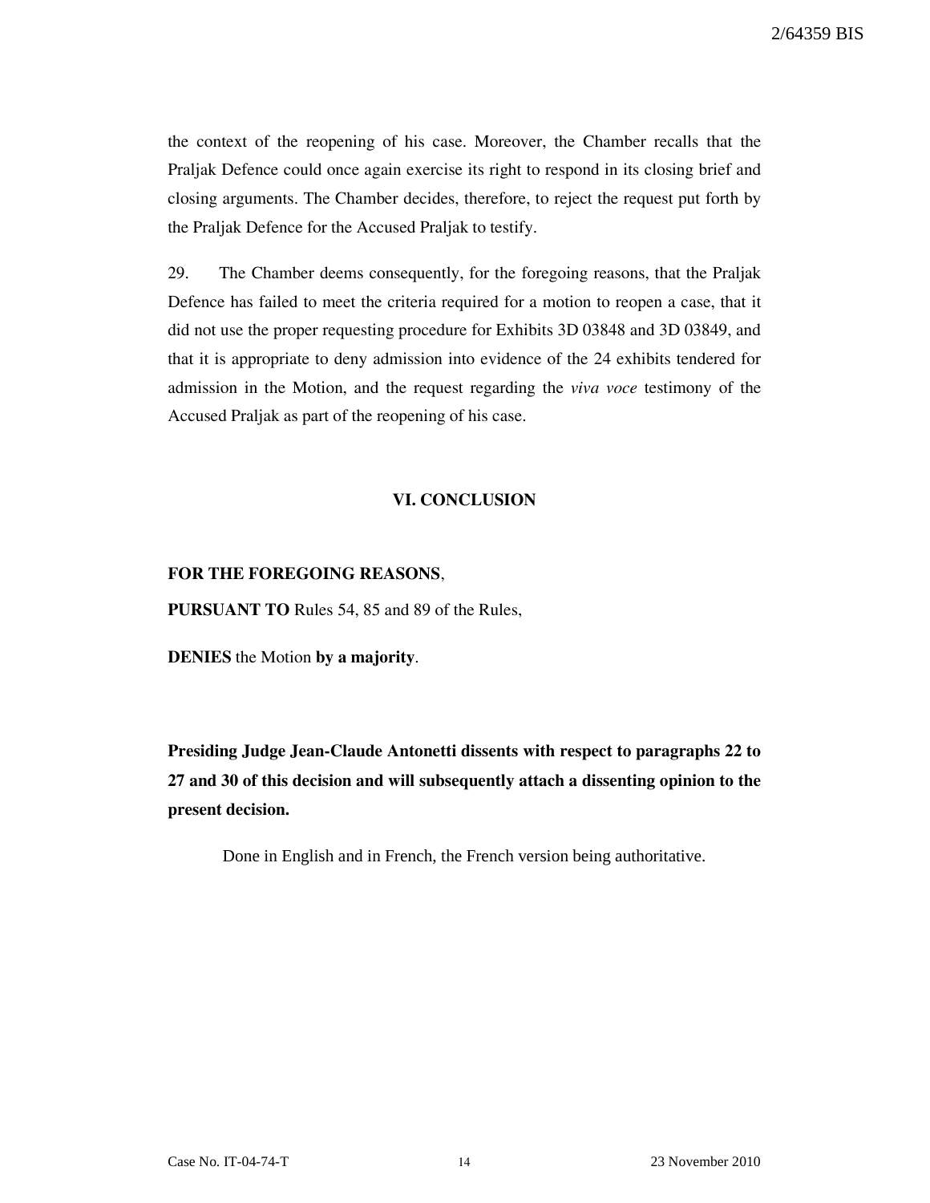the context of the reopening of his case. Moreover, the Chamber recalls that the Praljak Defence could once again exercise its right to respond in its closing brief and closing arguments. The Chamber decides, therefore, to reject the request put forth by the Praljak Defence for the Accused Praljak to testify.

29. The Chamber deems consequently, for the foregoing reasons, that the Praljak Defence has failed to meet the criteria required for a motion to reopen a case, that it did not use the proper requesting procedure for Exhibits 3D 03848 and 3D 03849, and that it is appropriate to deny admission into evidence of the 24 exhibits tendered for admission in the Motion, and the request regarding the *viva voce* testimony of the Accused Praljak as part of the reopening of his case.

## VI. CONCLUSION

**FOR THE FOREGOING REASONS**,

**PURSUANT TO** Rules 54, 85 and 89 of the Rules,

**DENIES** the Motion **by a majority**.

**Presiding Judge Jean-Claude Antonetti dissents with respect to paragraphs 22 to 27 and 30 of this decision and will subsequently attach a dissenting opinion to the present decision.**

Done in English and in French, the French version being authoritative.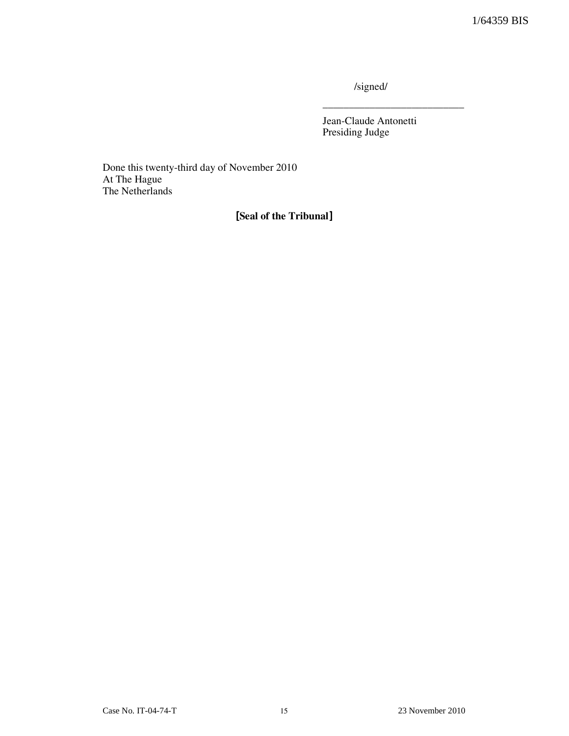/signed/

\_\_\_\_\_\_\_\_\_\_\_\_\_\_\_\_\_\_\_\_\_\_\_\_\_\_

Jean-Claude Antonetti
Presiding Judge

Done this twenty-third day of November 2010
At The Hague
The Netherlands

**[Seal of the Tribunal]**